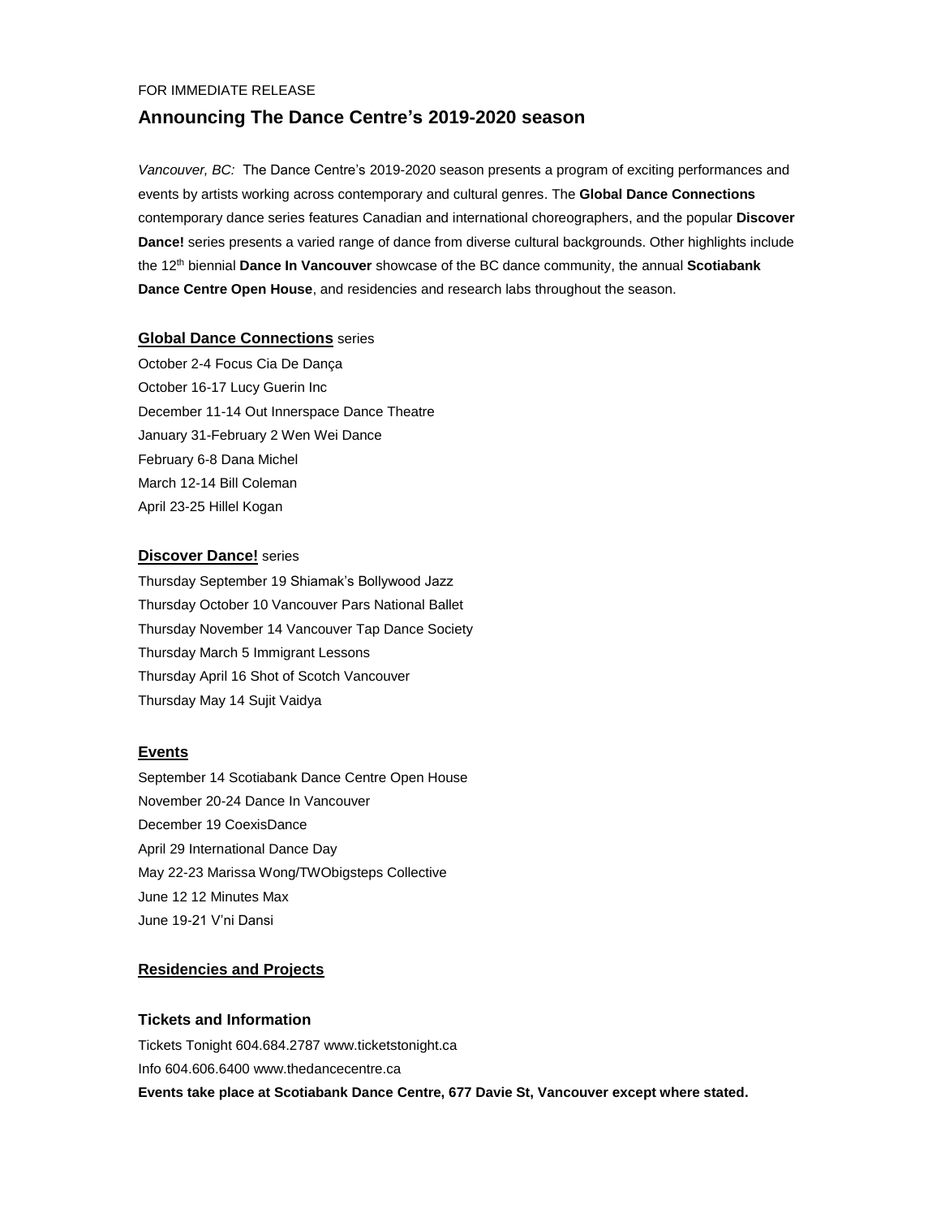FOR IMMEDIATE RELEASE

# Announcing The Dance Centre's 2019-2020 season

*Vancouver, BC:* The Dance Centre's 2019-2020 season presents a program of exciting performances and events by artists working across contemporary and cultural genres. The **Global Dance Connections** contemporary dance series features Canadian and international choreographers, and the popular **Discover Dance!** series presents a varied range of dance from diverse cultural backgrounds. Other highlights include the 12th biennial **Dance In Vancouver** showcase of the BC dance community, the annual **Scotiabank Dance Centre Open House**, and residencies and research labs throughout the season.

## **Global Dance Connections** series

October 2-4 Focus Cia De Dança
October 16-17 Lucy Guerin Inc
December 11-14 Out Innerspace Dance Theatre
January 31-February 2 Wen Wei Dance
February 6-8 Dana Michel
March 12-14 Bill Coleman
April 23-25 Hillel Kogan

## **Discover Dance!** series

Thursday September 19 Shiamak's Bollywood Jazz
Thursday October 10 Vancouver Pars National Ballet
Thursday November 14 Vancouver Tap Dance Society
Thursday March 5 Immigrant Lessons
Thursday April 16 Shot of Scotch Vancouver
Thursday May 14 Sujit Vaidya

## Events

September 14 Scotiabank Dance Centre Open House
November 20-24 Dance In Vancouver
December 19 CoexisDance
April 29 International Dance Day
May 22-23 Marissa Wong/TWObigsteps Collective
June 12 12 Minutes Max
June 19-21 V'ni Dansi

## Residencies and Projects

## Tickets and Information

Tickets Tonight 604.684.2787 www.ticketstonight.ca
Info 604.606.6400 www.thedancecentre.ca
**Events take place at Scotiabank Dance Centre, 677 Davie St, Vancouver except where stated.**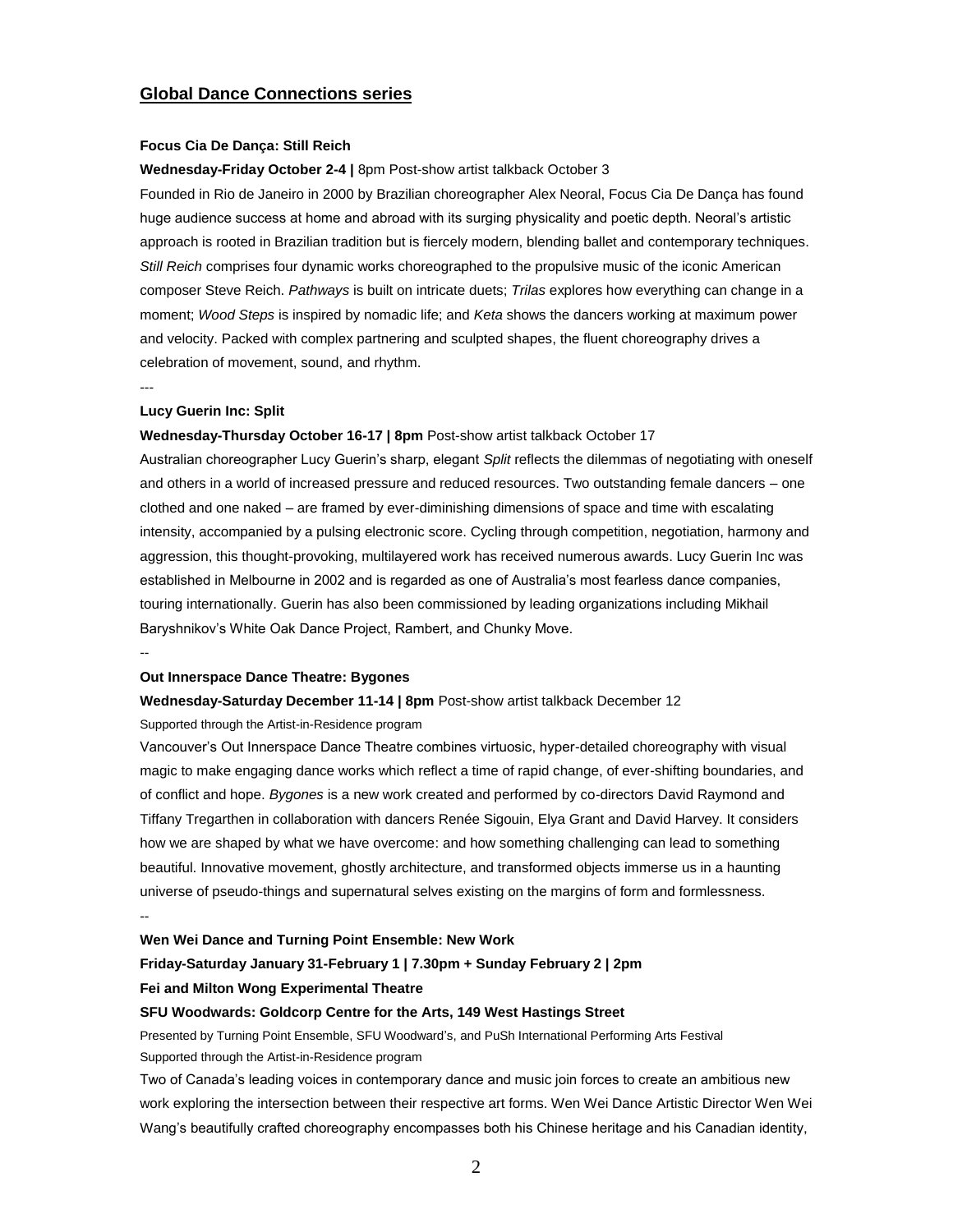## Global Dance Connections series

**Focus Cia De Dança: Still Reich**

**Wednesday-Friday October 2-4 |** 8pm Post-show artist talkback October 3

Founded in Rio de Janeiro in 2000 by Brazilian choreographer Alex Neoral, Focus Cia De Dança has found huge audience success at home and abroad with its surging physicality and poetic depth. Neoral's artistic approach is rooted in Brazilian tradition but is fiercely modern, blending ballet and contemporary techniques. *Still Reich* comprises four dynamic works choreographed to the propulsive music of the iconic American composer Steve Reich. *Pathways* is built on intricate duets; *Trilas* explores how everything can change in a moment; *Wood Steps* is inspired by nomadic life; and *Keta* shows the dancers working at maximum power and velocity. Packed with complex partnering and sculpted shapes, the fluent choreography drives a celebration of movement, sound, and rhythm.

---

**Lucy Guerin Inc: Split**

**Wednesday-Thursday October 16-17 | 8pm** Post-show artist talkback October 17

Australian choreographer Lucy Guerin's sharp, elegant *Split* reflects the dilemmas of negotiating with oneself and others in a world of increased pressure and reduced resources. Two outstanding female dancers – one clothed and one naked – are framed by ever-diminishing dimensions of space and time with escalating intensity, accompanied by a pulsing electronic score. Cycling through competition, negotiation, harmony and aggression, this thought-provoking, multilayered work has received numerous awards. Lucy Guerin Inc was established in Melbourne in 2002 and is regarded as one of Australia's most fearless dance companies, touring internationally. Guerin has also been commissioned by leading organizations including Mikhail Baryshnikov's White Oak Dance Project, Rambert, and Chunky Move.

--

**Out Innerspace Dance Theatre: Bygones**

**Wednesday-Saturday December 11-14 | 8pm** Post-show artist talkback December 12

Supported through the Artist-in-Residence program

Vancouver's Out Innerspace Dance Theatre combines virtuosic, hyper-detailed choreography with visual magic to make engaging dance works which reflect a time of rapid change, of ever-shifting boundaries, and of conflict and hope. *Bygones* is a new work created and performed by co-directors David Raymond and Tiffany Tregarthen in collaboration with dancers Renée Sigouin, Elya Grant and David Harvey. It considers how we are shaped by what we have overcome: and how something challenging can lead to something beautiful. Innovative movement, ghostly architecture, and transformed objects immerse us in a haunting universe of pseudo-things and supernatural selves existing on the margins of form and formlessness.

--

**Wen Wei Dance and Turning Point Ensemble: New Work**

**Friday-Saturday January 31-February 1 | 7.30pm + Sunday February 2 | 2pm**

**Fei and Milton Wong Experimental Theatre**

**SFU Woodwards: Goldcorp Centre for the Arts, 149 West Hastings Street**

Presented by Turning Point Ensemble, SFU Woodward's, and PuSh International Performing Arts Festival

Supported through the Artist-in-Residence program

Two of Canada's leading voices in contemporary dance and music join forces to create an ambitious new work exploring the intersection between their respective art forms. Wen Wei Dance Artistic Director Wen Wei Wang's beautifully crafted choreography encompasses both his Chinese heritage and his Canadian identity,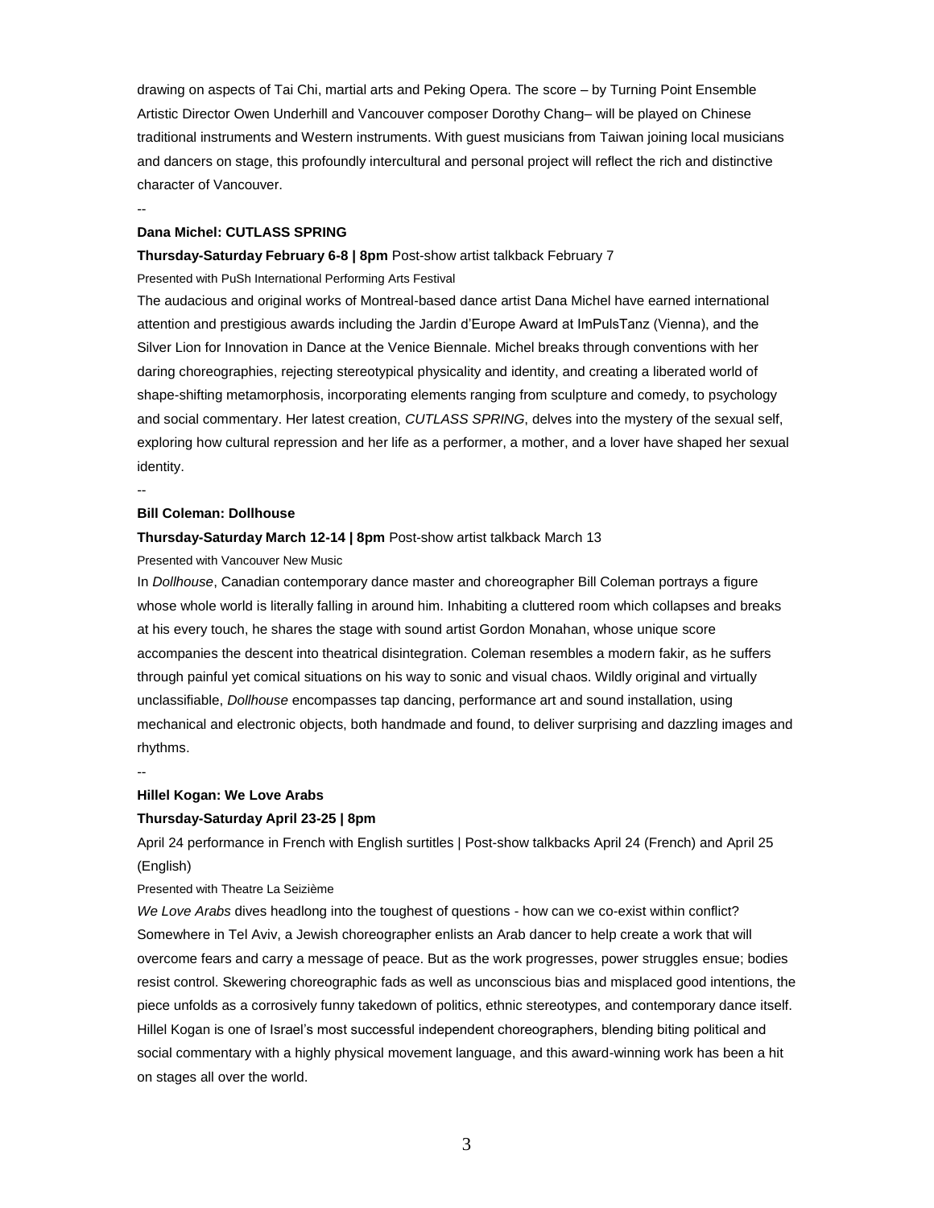drawing on aspects of Tai Chi, martial arts and Peking Opera. The score – by Turning Point Ensemble Artistic Director Owen Underhill and Vancouver composer Dorothy Chang– will be played on Chinese traditional instruments and Western instruments. With guest musicians from Taiwan joining local musicians and dancers on stage, this profoundly intercultural and personal project will reflect the rich and distinctive character of Vancouver.

--

**Dana Michel: CUTLASS SPRING**

**Thursday-Saturday February 6-8 | 8pm** Post-show artist talkback February 7

Presented with PuSh International Performing Arts Festival

The audacious and original works of Montreal-based dance artist Dana Michel have earned international attention and prestigious awards including the Jardin d'Europe Award at ImPulsTanz (Vienna), and the Silver Lion for Innovation in Dance at the Venice Biennale. Michel breaks through conventions with her daring choreographies, rejecting stereotypical physicality and identity, and creating a liberated world of shape-shifting metamorphosis, incorporating elements ranging from sculpture and comedy, to psychology and social commentary. Her latest creation, *CUTLASS SPRING*, delves into the mystery of the sexual self, exploring how cultural repression and her life as a performer, a mother, and a lover have shaped her sexual identity.

--

**Bill Coleman: Dollhouse**

**Thursday-Saturday March 12-14 | 8pm** Post-show artist talkback March 13

Presented with Vancouver New Music

In *Dollhouse*, Canadian contemporary dance master and choreographer Bill Coleman portrays a figure whose whole world is literally falling in around him. Inhabiting a cluttered room which collapses and breaks at his every touch, he shares the stage with sound artist Gordon Monahan, whose unique score accompanies the descent into theatrical disintegration. Coleman resembles a modern fakir, as he suffers through painful yet comical situations on his way to sonic and visual chaos. Wildly original and virtually unclassifiable, *Dollhouse* encompasses tap dancing, performance art and sound installation, using mechanical and electronic objects, both handmade and found, to deliver surprising and dazzling images and rhythms.

--

**Hillel Kogan: We Love Arabs**

**Thursday-Saturday April 23-25 | 8pm**

April 24 performance in French with English surtitles | Post-show talkbacks April 24 (French) and April 25 (English)

Presented with Theatre La Seizième

*We Love Arabs* dives headlong into the toughest of questions - how can we co-exist within conflict? Somewhere in Tel Aviv, a Jewish choreographer enlists an Arab dancer to help create a work that will overcome fears and carry a message of peace. But as the work progresses, power struggles ensue; bodies resist control. Skewering choreographic fads as well as unconscious bias and misplaced good intentions, the piece unfolds as a corrosively funny takedown of politics, ethnic stereotypes, and contemporary dance itself. Hillel Kogan is one of Israel's most successful independent choreographers, blending biting political and social commentary with a highly physical movement language, and this award-winning work has been a hit on stages all over the world.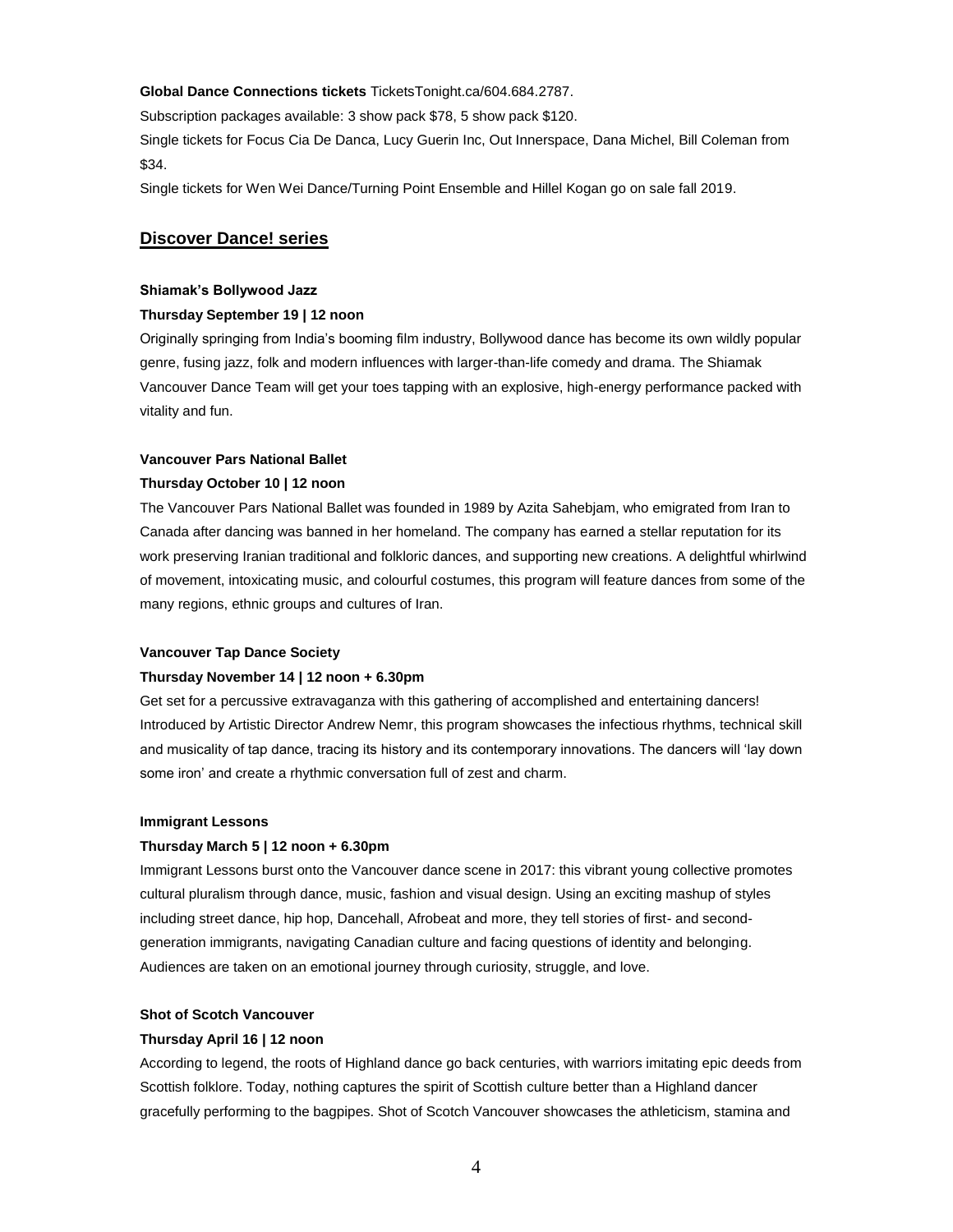**Global Dance Connections tickets** TicketsTonight.ca/604.684.2787.

Subscription packages available: 3 show pack $78, 5 show pack $120.

Single tickets for Focus Cia De Danca, Lucy Guerin Inc, Out Innerspace, Dana Michel, Bill Coleman from $34.

Single tickets for Wen Wei Dance/Turning Point Ensemble and Hillel Kogan go on sale fall 2019.

## Discover Dance! series

**Shiamak's Bollywood Jazz**

**Thursday September 19 | 12 noon**

Originally springing from India's booming film industry, Bollywood dance has become its own wildly popular genre, fusing jazz, folk and modern influences with larger-than-life comedy and drama. The Shiamak Vancouver Dance Team will get your toes tapping with an explosive, high-energy performance packed with vitality and fun.

**Vancouver Pars National Ballet**

**Thursday October 10 | 12 noon**

The Vancouver Pars National Ballet was founded in 1989 by Azita Sahebjam, who emigrated from Iran to Canada after dancing was banned in her homeland. The company has earned a stellar reputation for its work preserving Iranian traditional and folkloric dances, and supporting new creations. A delightful whirlwind of movement, intoxicating music, and colourful costumes, this program will feature dances from some of the many regions, ethnic groups and cultures of Iran.

**Vancouver Tap Dance Society**

**Thursday November 14 | 12 noon + 6.30pm**

Get set for a percussive extravaganza with this gathering of accomplished and entertaining dancers! Introduced by Artistic Director Andrew Nemr, this program showcases the infectious rhythms, technical skill and musicality of tap dance, tracing its history and its contemporary innovations. The dancers will 'lay down some iron' and create a rhythmic conversation full of zest and charm.

**Immigrant Lessons**

**Thursday March 5 | 12 noon + 6.30pm**

Immigrant Lessons burst onto the Vancouver dance scene in 2017: this vibrant young collective promotes cultural pluralism through dance, music, fashion and visual design. Using an exciting mashup of styles including street dance, hip hop, Dancehall, Afrobeat and more, they tell stories of first- and second-generation immigrants, navigating Canadian culture and facing questions of identity and belonging. Audiences are taken on an emotional journey through curiosity, struggle, and love.

**Shot of Scotch Vancouver**

**Thursday April 16 | 12 noon**

According to legend, the roots of Highland dance go back centuries, with warriors imitating epic deeds from Scottish folklore. Today, nothing captures the spirit of Scottish culture better than a Highland dancer gracefully performing to the bagpipes. Shot of Scotch Vancouver showcases the athleticism, stamina and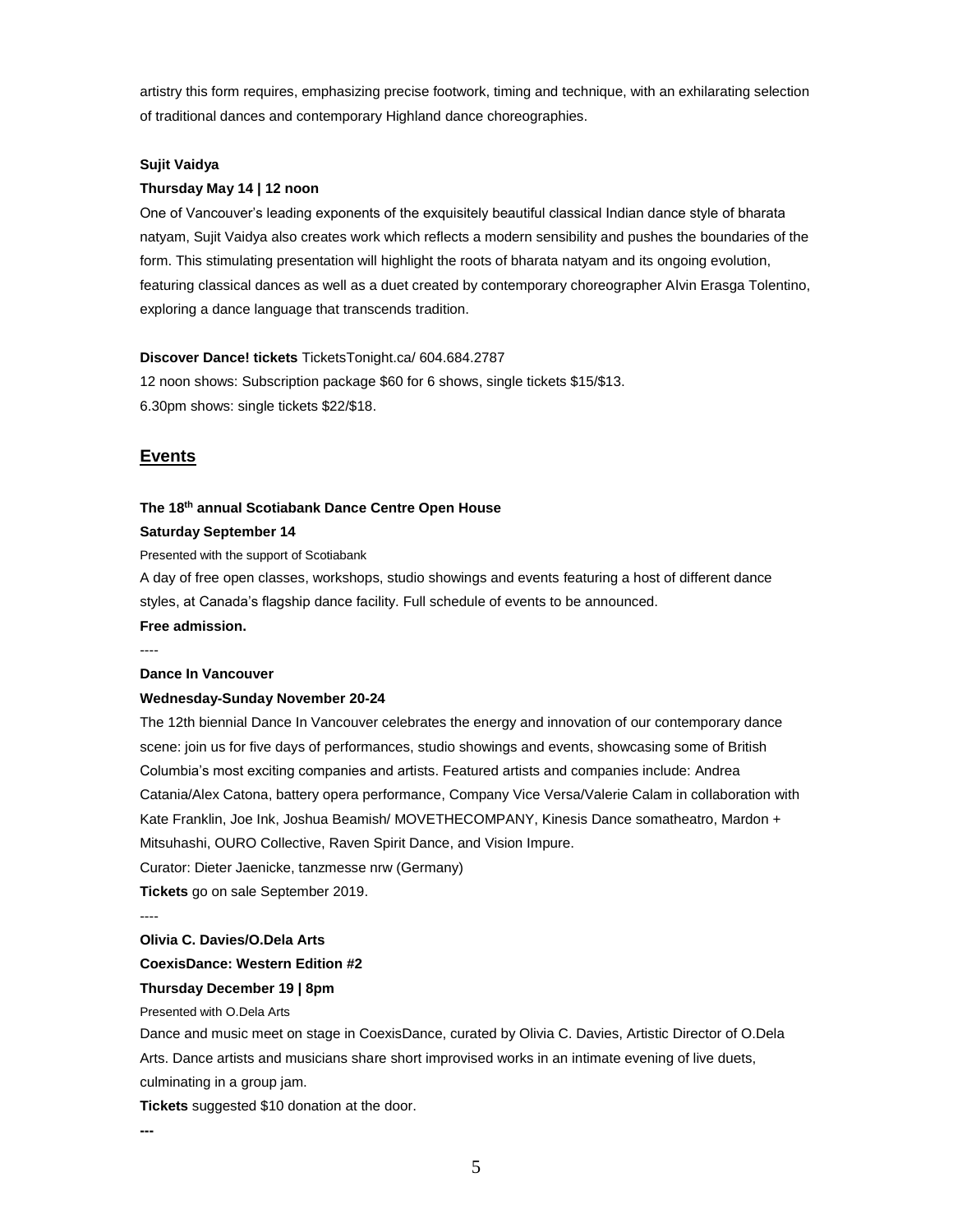artistry this form requires, emphasizing precise footwork, timing and technique, with an exhilarating selection of traditional dances and contemporary Highland dance choreographies.

**Sujit Vaidya**

**Thursday May 14 | 12 noon**

One of Vancouver's leading exponents of the exquisitely beautiful classical Indian dance style of bharata natyam, Sujit Vaidya also creates work which reflects a modern sensibility and pushes the boundaries of the form. This stimulating presentation will highlight the roots of bharata natyam and its ongoing evolution, featuring classical dances as well as a duet created by contemporary choreographer Alvin Erasga Tolentino, exploring a dance language that transcends tradition.

**Discover Dance! tickets** TicketsTonight.ca/ 604.684.2787

12 noon shows: Subscription package $60 for 6 shows, single tickets $15/$13.

6.30pm shows: single tickets $22/$18.

## Events

**The 18th annual Scotiabank Dance Centre Open House**

**Saturday September 14**

Presented with the support of Scotiabank

A day of free open classes, workshops, studio showings and events featuring a host of different dance styles, at Canada's flagship dance facility. Full schedule of events to be announced.

**Free admission.**

----

**Dance In Vancouver**

**Wednesday-Sunday November 20-24**

The 12th biennial Dance In Vancouver celebrates the energy and innovation of our contemporary dance scene: join us for five days of performances, studio showings and events, showcasing some of British Columbia's most exciting companies and artists. Featured artists and companies include: Andrea Catania/Alex Catona, battery opera performance, Company Vice Versa/Valerie Calam in collaboration with Kate Franklin, Joe Ink, Joshua Beamish/ MOVETHECOMPANY, Kinesis Dance somatheatro, Mardon + Mitsuhashi, OURO Collective, Raven Spirit Dance, and Vision Impure.

Curator: Dieter Jaenicke, tanzmesse nrw (Germany)

**Tickets** go on sale September 2019.

----

**Olivia C. Davies/O.Dela Arts**

**CoexisDance: Western Edition #2**

**Thursday December 19 | 8pm**

Presented with O.Dela Arts

Dance and music meet on stage in CoexisDance, curated by Olivia C. Davies, Artistic Director of O.Dela Arts. Dance artists and musicians share short improvised works in an intimate evening of live duets, culminating in a group jam.

**Tickets** suggested $10 donation at the door.

**---**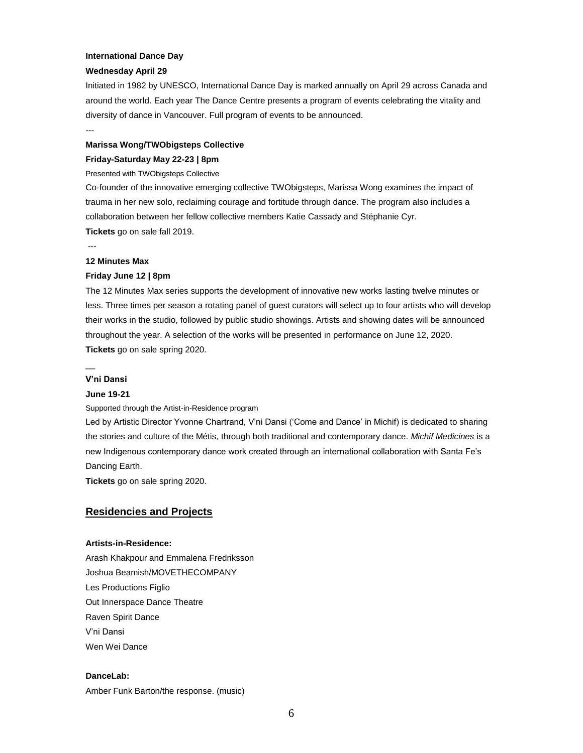**International Dance Day**

**Wednesday April 29**

Initiated in 1982 by UNESCO, International Dance Day is marked annually on April 29 across Canada and around the world. Each year The Dance Centre presents a program of events celebrating the vitality and diversity of dance in Vancouver. Full program of events to be announced.

---

**Marissa Wong/TWObigsteps Collective**

**Friday-Saturday May 22-23 | 8pm**

Presented with TWObigsteps Collective

Co-founder of the innovative emerging collective TWObigsteps, Marissa Wong examines the impact of trauma in her new solo, reclaiming courage and fortitude through dance. The program also includes a collaboration between her fellow collective members Katie Cassady and Stéphanie Cyr.

**Tickets** go on sale fall 2019.

---

**12 Minutes Max**

**Friday June 12 | 8pm**

The 12 Minutes Max series supports the development of innovative new works lasting twelve minutes or less. Three times per season a rotating panel of guest curators will select up to four artists who will develop their works in the studio, followed by public studio showings. Artists and showing dates will be announced throughout the year. A selection of the works will be presented in performance on June 12, 2020.

**Tickets** go on sale spring 2020.

—

**V'ni Dansi**

**June 19-21**

Supported through the Artist-in-Residence program

Led by Artistic Director Yvonne Chartrand, V'ni Dansi ('Come and Dance' in Michif) is dedicated to sharing the stories and culture of the Métis, through both traditional and contemporary dance. *Michif Medicines* is a new Indigenous contemporary dance work created through an international collaboration with Santa Fe's Dancing Earth.

**Tickets** go on sale spring 2020.

## Residencies and Projects

**Artists-in-Residence:**

Arash Khakpour and Emmalena Fredriksson
Joshua Beamish/MOVETHECOMPANY
Les Productions Figlio
Out Innerspace Dance Theatre
Raven Spirit Dance
V'ni Dansi
Wen Wei Dance

**DanceLab:**

Amber Funk Barton/the response. (music)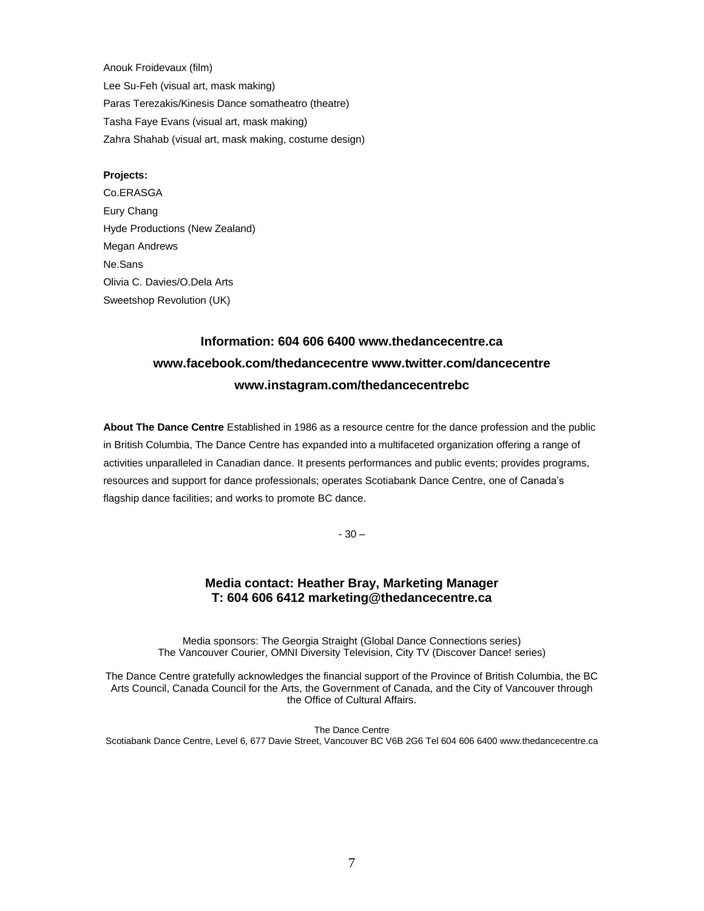Anouk Froidevaux (film)
Lee Su-Feh (visual art, mask making)
Paras Terezakis/Kinesis Dance somatheatro (theatre)
Tasha Faye Evans (visual art, mask making)
Zahra Shahab (visual art, mask making, costume design)

**Projects:**

Co.ERASGA
Eury Chang
Hyde Productions (New Zealand)
Megan Andrews
Ne.Sans
Olivia C. Davies/O.Dela Arts
Sweetshop Revolution (UK)

**Information: 604 606 6400 www.thedancecentre.ca**
**www.facebook.com/thedancecentre www.twitter.com/dancecentre**
**www.instagram.com/thedancecentrebc**

**About The Dance Centre** Established in 1986 as a resource centre for the dance profession and the public in British Columbia, The Dance Centre has expanded into a multifaceted organization offering a range of activities unparalleled in Canadian dance. It presents performances and public events; provides programs, resources and support for dance professionals; operates Scotiabank Dance Centre, one of Canada's flagship dance facilities; and works to promote BC dance.

- 30 –

**Media contact: Heather Bray, Marketing Manager**
**T: 604 606 6412 marketing@thedancecentre.ca**

Media sponsors: The Georgia Straight (Global Dance Connections series)
The Vancouver Courier, OMNI Diversity Television, City TV (Discover Dance! series)

The Dance Centre gratefully acknowledges the financial support of the Province of British Columbia, the BC Arts Council, Canada Council for the Arts, the Government of Canada, and the City of Vancouver through the Office of Cultural Affairs.

The Dance Centre
Scotiabank Dance Centre, Level 6, 677 Davie Street, Vancouver BC V6B 2G6 Tel 604 606 6400 www.thedancecentre.ca